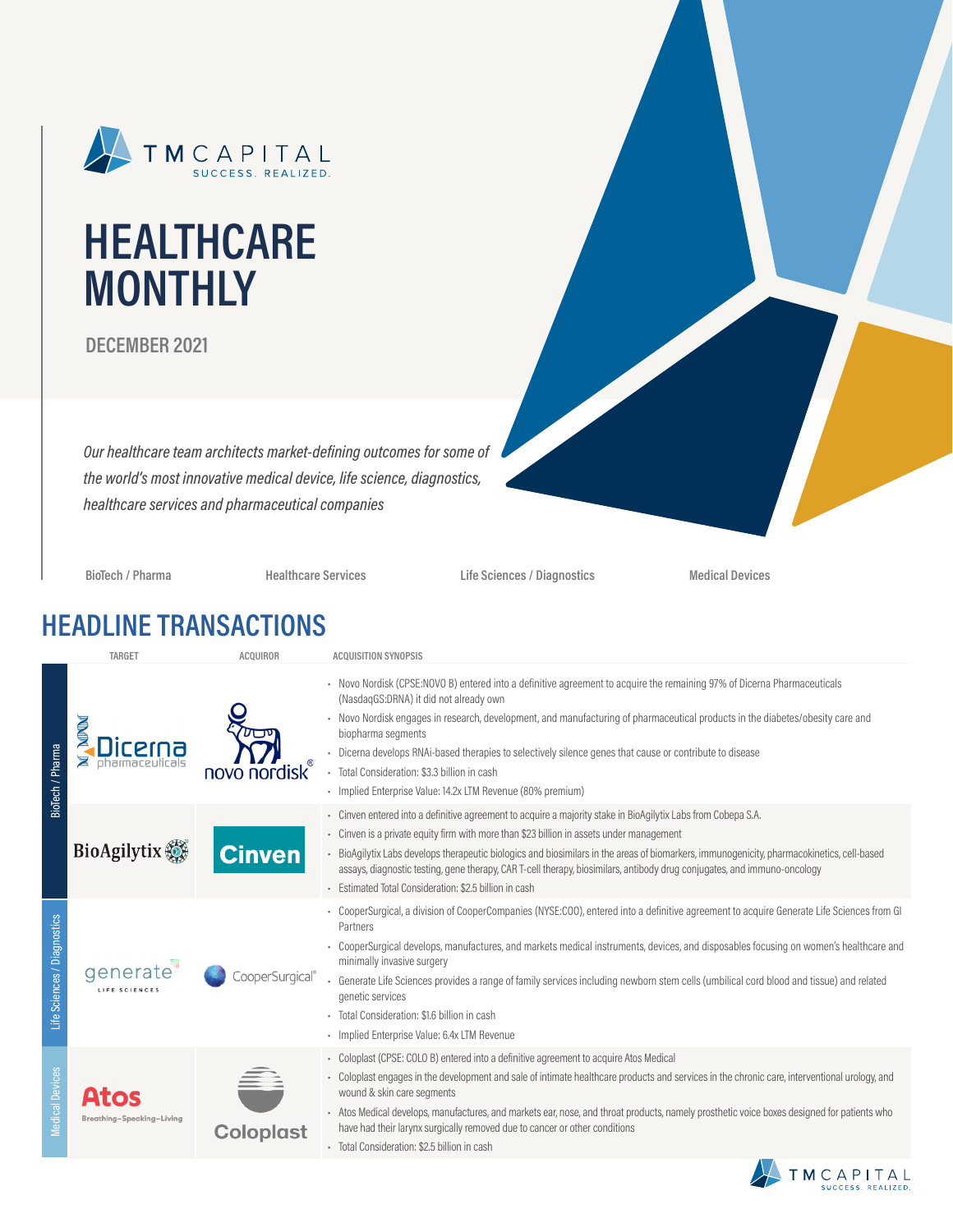# HEALTHCARE MONTHLY

**DECEMBER 2021**

*Our healthcare team architects market-defining outcomes for some of the world's most innovative medical device, life science, diagnostics, healthcare services and pharmaceutical companies*

BioTech / Pharma | Healthcare Services | Life Sciences / Diagnostics | Medical Devices

## HEADLINE TRANSACTIONS

| Sector | TARGET | ACQUIROR | ACQUISITION SYNOPSIS |
|---|---|---|---|
| BioTech / Pharma | Dicerna pharmaceuticals | novo nordisk | • Novo Nordisk (CPSE:NOVO B) entered into a definitive agreement to acquire the remaining 97% of Dicerna Pharmaceuticals (NasdaqGS:DRNA) it did not already own<br>• Novo Nordisk engages in research, development, and manufacturing of pharmaceutical products in the diabetes/obesity care and biopharma segments<br>• Dicerna develops RNAi-based therapies to selectively silence genes that cause or contribute to disease<br>• Total Consideration: $3.3 billion in cash<br>• Implied Enterprise Value: 14.2x LTM Revenue (80% premium) |
| BioTech / Pharma | BioAgilytix | Cinven | • Cinven entered into a definitive agreement to acquire a majority stake in BioAgilytix Labs from Cobepa S.A.<br>• Cinven is a private equity firm with more than $23 billion in assets under management<br>• BioAgilytix Labs develops therapeutic biologics and biosimilars in the areas of biomarkers, immunogenicity, pharmacokinetics, cell-based assays, diagnostic testing, gene therapy, CAR T-cell therapy, biosimilars, antibody drug conjugates, and immuno-oncology<br>• Estimated Total Consideration: $2.5 billion in cash |
| Life Sciences / Diagnostics | generate LIFE SCIENCES | CooperSurgical | • CooperSurgical, a division of CooperCompanies (NYSE:COO), entered into a definitive agreement to acquire Generate Life Sciences from GI Partners<br>• CooperSurgical develops, manufactures, and markets medical instruments, devices, and disposables focusing on women's healthcare and minimally invasive surgery<br>• Generate Life Sciences provides a range of family services including newborn stem cells (umbilical cord blood and tissue) and related genetic services<br>• Total Consideration: $1.6 billion in cash<br>• Implied Enterprise Value: 6.4x LTM Revenue |
| Medical Devices | Atos Breathing–Speaking–Living | Coloplast | • Coloplast (CPSE: COLO B) entered into a definitive agreement to acquire Atos Medical<br>• Coloplast engages in the development and sale of intimate healthcare products and services in the chronic care, interventional urology, and wound & skin care segments<br>• Atos Medical develops, manufactures, and markets ear, nose, and throat products, namely prosthetic voice boxes designed for patients who have had their larynx surgically removed due to cancer or other conditions<br>• Total Consideration: $2.5 billion in cash |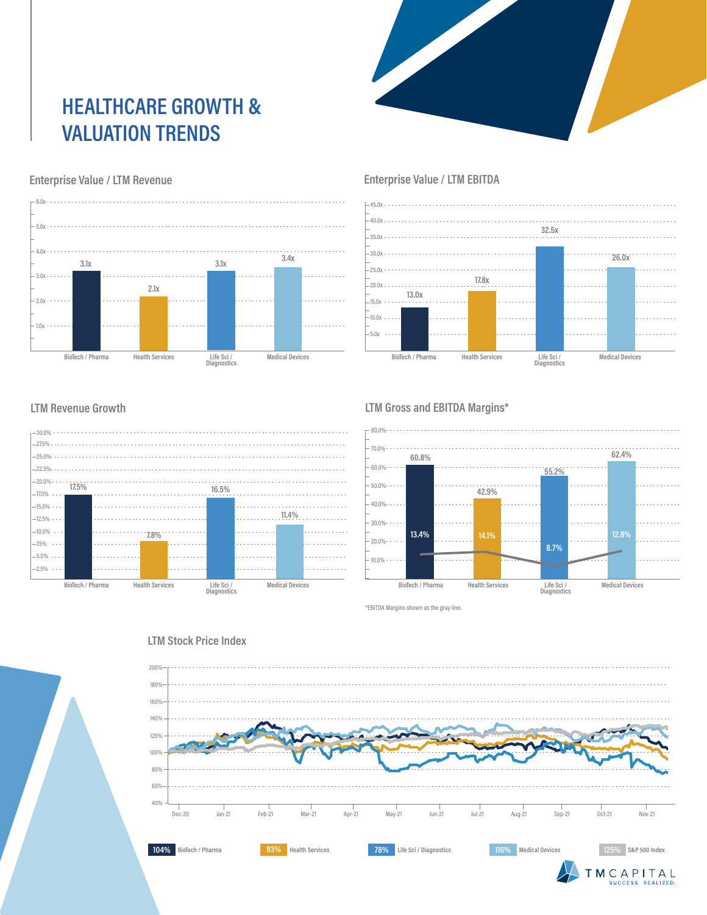# HEALTHCARE GROWTH & VALUATION TRENDS

## Enterprise Value / LTM Revenue

| Sector | EV / LTM Revenue |
| --- | --- |
| BioTech / Pharma | 3.1x |
| Health Services | 2.1x |
| Life Sci / Diagnostics | 3.1x |
| Medical Devices | 3.4x |

## Enterprise Value / LTM EBITDA

| Sector | EV / LTM EBITDA |
| --- | --- |
| BioTech / Pharma | 13.0x |
| Health Services | 17.8x |
| Life Sci / Diagnostics | 32.5x |
| Medical Devices | 26.0x |

## LTM Revenue Growth

| Sector | LTM Revenue Growth |
| --- | --- |
| BioTech / Pharma | 17.5% |
| Health Services | 7.8% |
| Life Sci / Diagnostics | 16.5% |
| Medical Devices | 11.4% |

## LTM Gross and EBITDA Margins*

| Sector | Gross Margin | EBITDA Margin |
| --- | --- | --- |
| BioTech / Pharma | 60.8% | 13.4% |
| Health Services | 42.9% | 14.1% |
| Life Sci / Diagnostics | 55.2% | 8.7% |
| Medical Devices | 62.4% | 12.8% |

*EBITDA Margins shown as the gray line.

## LTM Stock Price Index

| Index | LTM Stock Price Index |
| --- | --- |
| BioTech / Pharma | 104% |
| Health Services | 93% |
| Life Sci / Diagnostics | 78% |
| Medical Devices | 116% |
| S&P 500 Index | 125% |

TM CAPITAL
SUCCESS. REALIZED.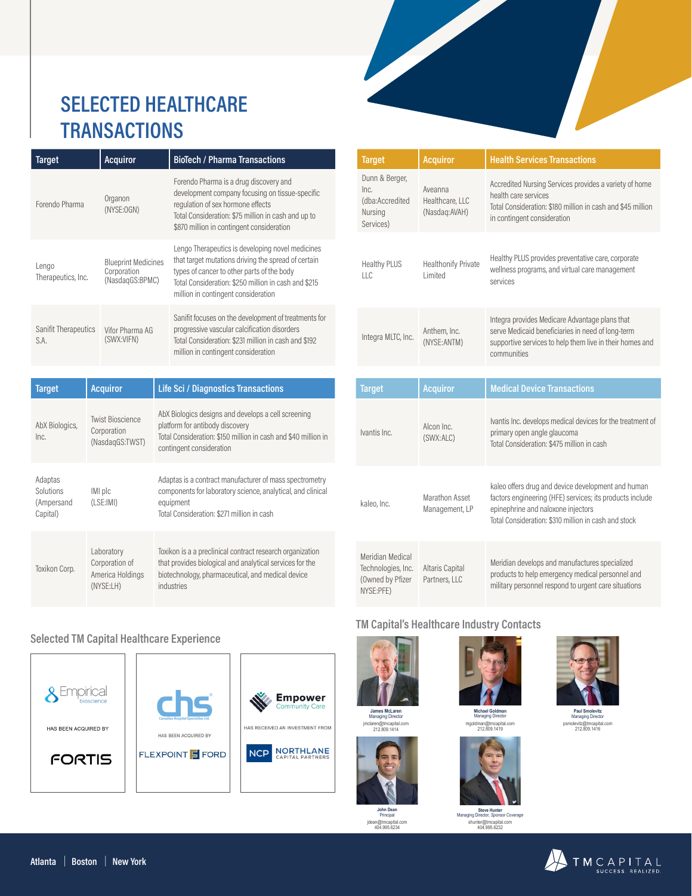# SELECTED HEALTHCARE TRANSACTIONS

| Target | Acquiror | BioTech / Pharma Transactions |
|---|---|---|
| Forendo Pharma | Organon (NYSE:OGN) | Forendo Pharma is a drug discovery and development company focusing on tissue-specific regulation of sex hormone effects<br>Total Consideration: $75 million in cash and up to $870 million in contingent consideration |
| Lengo Therapeutics, Inc. | Blueprint Medicines Corporation (NasdaqGS:BPMC) | Lengo Therapeutics is developing novel medicines that target mutations driving the spread of certain types of cancer to other parts of the body<br>Total Consideration: $250 million in cash and $215 million in contingent consideration |
| Sanifit Therapeutics S.A. | Vifor Pharma AG (SWX:VIFN) | Sanifit focuses on the development of treatments for progressive vascular calcification disorders<br>Total Consideration: $231 million in cash and $192 million in contingent consideration |

| Target | Acquiror | Life Sci / Diagnostics Transactions |
|---|---|---|
| AbX Biologics, Inc. | Twist Bioscience Corporation (NasdaqGS:TWST) | AbX Biologics designs and develops a cell screening platform for antibody discovery<br>Total Consideration: $150 million in cash and $40 million in contingent consideration |
| Adaptas Solutions (Ampersand Capital) | IMI plc (LSE:IMI) | Adaptas is a contract manufacturer of mass spectrometry components for laboratory science, analytical, and clinical equipment<br>Total Consideration: $271 million in cash |
| Toxikon Corp. | Laboratory Corporation of America Holdings (NYSE:LH) | Toxikon is a a preclinical contract research organization that provides biological and analytical services for the biotechnology, pharmaceutical, and medical device industries |

| Target | Acquiror | Health Services Transactions |
|---|---|---|
| Dunn & Berger, Inc. (dba:Accredited Nursing Services) | Aveanna Healthcare, LLC (Nasdaq:AVAH) | Accredited Nursing Services provides a variety of home health care services<br>Total Consideration: $180 million in cash and $45 million in contingent consideration |
| Healthy PLUS LLC | Healthonify Private Limited | Healthy PLUS provides preventative care, corporate wellness programs, and virtual care management services |
| Integra MLTC, Inc. | Anthem, Inc. (NYSE:ANTM) | Integra provides Medicare Advantage plans that serve Medicaid beneficiaries in need of long-term supportive services to help them live in their homes and communities |

| Target | Acquiror | Medical Device Transactions |
|---|---|---|
| Ivantis Inc. | Alcon Inc. (SWX:ALC) | Ivantis Inc. develops medical devices for the treatment of primary open angle glaucoma<br>Total Consideration: $475 million in cash |
| kaleo, Inc. | Marathon Asset Management, LP | kaleo offers drug and device development and human factors engineering (HFE) services; its products include epinephrine and naloxone injectors<br>Total Consideration: $310 million in cash and stock |
| Meridian Medical Technologies, Inc. (Owned by Pfizer NYSE:PFE) | Altaris Capital Partners, LLC | Meridian develops and manufactures specialized products to help emergency medical personnel and military personnel respond to urgent care situations |

## Selected TM Capital Healthcare Experience

Empirical bioscience — HAS BEEN ACQUIRED BY — FORTIS

chs Canadian Hospital Specialties Ltd. — HAS BEEN ACQUIRED BY — FLEXPOINT FORD

Empower Community Care — HAS RECEIVED AN INVESTMENT FROM — NCP NORTHLANE CAPITAL PARTNERS

## TM Capital's Healthcare Industry Contacts

**James McLaren**
Managing Director
jmclaren@tmcapital.com
212.809.1414

**Michael Goldman**
Managing Director
mgoldman@tmcapital.com
212.809.1419

**Paul Smolevitz**
Managing Director
psmolevitz@tmcapital.com
212.809.1416

**John Dean**
Principal
jdean@tmcapital.com
404.995.6234

**Steve Hunter**
Managing Director, *Sponsor Coverage*
shunter@tmcapital.com
404.995.6232

Atlanta | Boston | New York

TM CAPITAL SUCCESS. REALIZED.